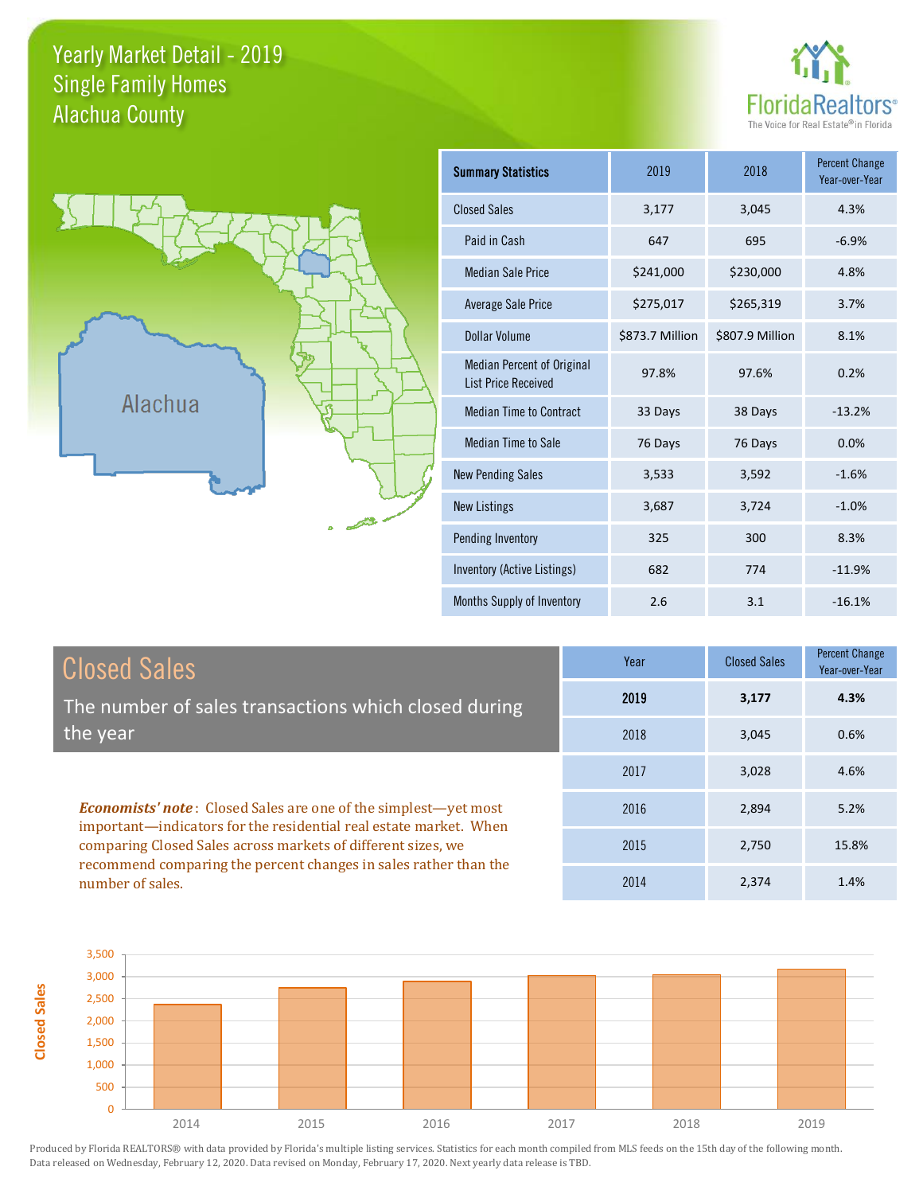# Yearly Market Detail - 2019
## Single Family Homes
## Alachua County

FloridaRealtors® The Voice for Real Estate® in Florida

Alachua

| Summary Statistics | 2019 | 2018 | Percent Change Year-over-Year |
|---|---|---|---|
| Closed Sales | 3,177 | 3,045 | 4.3% |
| Paid in Cash | 647 | 695 | -6.9% |
| Median Sale Price | $241,000 | $230,000 | 4.8% |
| Average Sale Price | $275,017 | $265,319 | 3.7% |
| Dollar Volume | $873.7 Million | $807.9 Million | 8.1% |
| Median Percent of Original List Price Received | 97.8% | 97.6% | 0.2% |
| Median Time to Contract | 33 Days | 38 Days | -13.2% |
| Median Time to Sale | 76 Days | 76 Days | 0.0% |
| New Pending Sales | 3,533 | 3,592 | -1.6% |
| New Listings | 3,687 | 3,724 | -1.0% |
| Pending Inventory | 325 | 300 | 8.3% |
| Inventory (Active Listings) | 682 | 774 | -11.9% |
| Months Supply of Inventory | 2.6 | 3.1 | -16.1% |

## Closed Sales

The number of sales transactions which closed during the year

***Economists' note***: Closed Sales are one of the simplest—yet most important—indicators for the residential real estate market. When comparing Closed Sales across markets of different sizes, we recommend comparing the percent changes in sales rather than the number of sales.

| Year | Closed Sales | Percent Change Year-over-Year |
|---|---|---|
| **2019** | **3,177** | **4.3%** |
| 2018 | 3,045 | 0.6% |
| 2017 | 3,028 | 4.6% |
| 2016 | 2,894 | 5.2% |
| 2015 | 2,750 | 15.8% |
| 2014 | 2,374 | 1.4% |

Produced by Florida REALTORS® with data provided by Florida's multiple listing services. Statistics for each month compiled from MLS feeds on the 15th day of the following month. Data released on Wednesday, February 12, 2020. Data revised on Monday, February 17, 2020. Next yearly data release is TBD.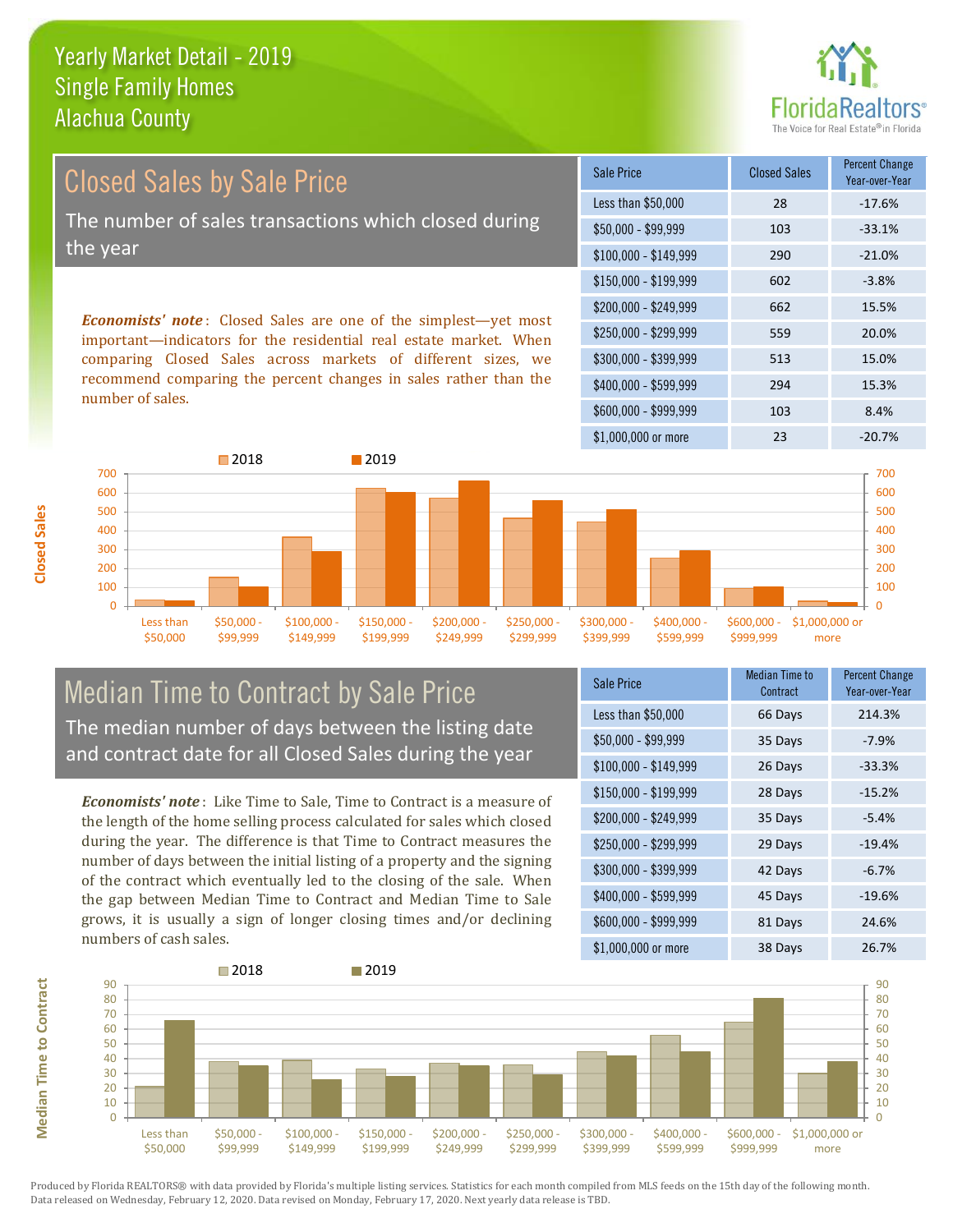# Yearly Market Detail - 2019
## Single Family Homes
## Alachua County

## Closed Sales by Sale Price

The number of sales transactions which closed during the year

***Economists' note***: Closed Sales are one of the simplest—yet most important—indicators for the residential real estate market. When comparing Closed Sales across markets of different sizes, we recommend comparing the percent changes in sales rather than the number of sales.

| Sale Price | Closed Sales | Percent Change Year-over-Year |
|---|---|---|
| Less than $50,000 | 28 | -17.6% |
| $50,000 - $99,999 | 103 | -33.1% |
| $100,000 - $149,999 | 290 | -21.0% |
| $150,000 - $199,999 | 602 | -3.8% |
| $200,000 - $249,999 | 662 | 15.5% |
| $250,000 - $299,999 | 559 | 20.0% |
| $300,000 - $399,999 | 513 | 15.0% |
| $400,000 - $599,999 | 294 | 15.3% |
| $600,000 - $999,999 | 103 | 8.4% |
| $1,000,000 or more | 23 | -20.7% |

## Median Time to Contract by Sale Price

The median number of days between the listing date and contract date for all Closed Sales during the year

***Economists' note***: Like Time to Sale, Time to Contract is a measure of the length of the home selling process calculated for sales which closed during the year. The difference is that Time to Contract measures the number of days between the initial listing of a property and the signing of the contract which eventually led to the closing of the sale. When the gap between Median Time to Contract and Median Time to Sale grows, it is usually a sign of longer closing times and/or declining numbers of cash sales.

| Sale Price | Median Time to Contract | Percent Change Year-over-Year |
|---|---|---|
| Less than $50,000 | 66 Days | 214.3% |
| $50,000 - $99,999 | 35 Days | -7.9% |
| $100,000 - $149,999 | 26 Days | -33.3% |
| $150,000 - $199,999 | 28 Days | -15.2% |
| $200,000 - $249,999 | 35 Days | -5.4% |
| $250,000 - $299,999 | 29 Days | -19.4% |
| $300,000 - $399,999 | 42 Days | -6.7% |
| $400,000 - $599,999 | 45 Days | -19.6% |
| $600,000 - $999,999 | 81 Days | 24.6% |
| $1,000,000 or more | 38 Days | 26.7% |

Produced by Florida REALTORS® with data provided by Florida's multiple listing services. Statistics for each month compiled from MLS feeds on the 15th day of the following month. Data released on Wednesday, February 12, 2020. Data revised on Monday, February 17, 2020. Next yearly data release is TBD.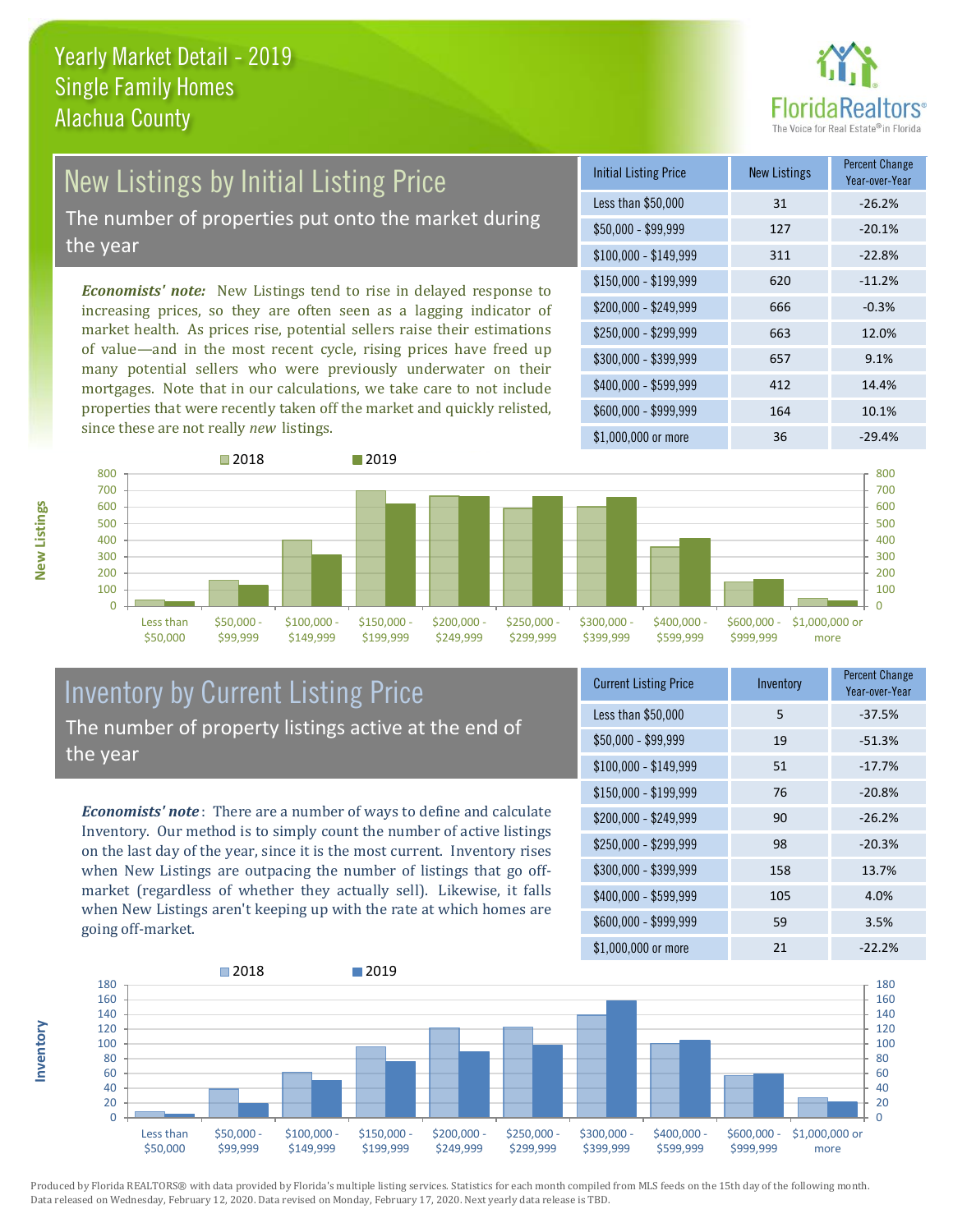# Yearly Market Detail - 2019
## Single Family Homes
## Alachua County

## New Listings by Initial Listing Price

The number of properties put onto the market during the year

*Economists' note:* New Listings tend to rise in delayed response to increasing prices, so they are often seen as a lagging indicator of market health. As prices rise, potential sellers raise their estimations of value—and in the most recent cycle, rising prices have freed up many potential sellers who were previously underwater on their mortgages. Note that in our calculations, we take care to not include properties that were recently taken off the market and quickly relisted, since these are not really *new* listings.

| Initial Listing Price | New Listings | Percent Change Year-over-Year |
|---|---|---|
| Less than $50,000 | 31 | -26.2% |
| $50,000 - $99,999 | 127 | -20.1% |
| $100,000 - $149,999 | 311 | -22.8% |
| $150,000 - $199,999 | 620 | -11.2% |
| $200,000 - $249,999 | 666 | -0.3% |
| $250,000 - $299,999 | 663 | 12.0% |
| $300,000 - $399,999 | 657 | 9.1% |
| $400,000 - $599,999 | 412 | 14.4% |
| $600,000 - $999,999 | 164 | 10.1% |
| $1,000,000 or more | 36 | -29.4% |

## Inventory by Current Listing Price

The number of property listings active at the end of the year

*Economists' note*: There are a number of ways to define and calculate Inventory. Our method is to simply count the number of active listings on the last day of the year, since it is the most current. Inventory rises when New Listings are outpacing the number of listings that go off-market (regardless of whether they actually sell). Likewise, it falls when New Listings aren't keeping up with the rate at which homes are going off-market.

| Current Listing Price | Inventory | Percent Change Year-over-Year |
|---|---|---|
| Less than $50,000 | 5 | -37.5% |
| $50,000 - $99,999 | 19 | -51.3% |
| $100,000 - $149,999 | 51 | -17.7% |
| $150,000 - $199,999 | 76 | -20.8% |
| $200,000 - $249,999 | 90 | -26.2% |
| $250,000 - $299,999 | 98 | -20.3% |
| $300,000 - $399,999 | 158 | 13.7% |
| $400,000 - $599,999 | 105 | 4.0% |
| $600,000 - $999,999 | 59 | 3.5% |
| $1,000,000 or more | 21 | -22.2% |

Produced by Florida REALTORS® with data provided by Florida's multiple listing services. Statistics for each month compiled from MLS feeds on the 15th day of the following month. Data released on Wednesday, February 12, 2020. Data revised on Monday, February 17, 2020. Next yearly data release is TBD.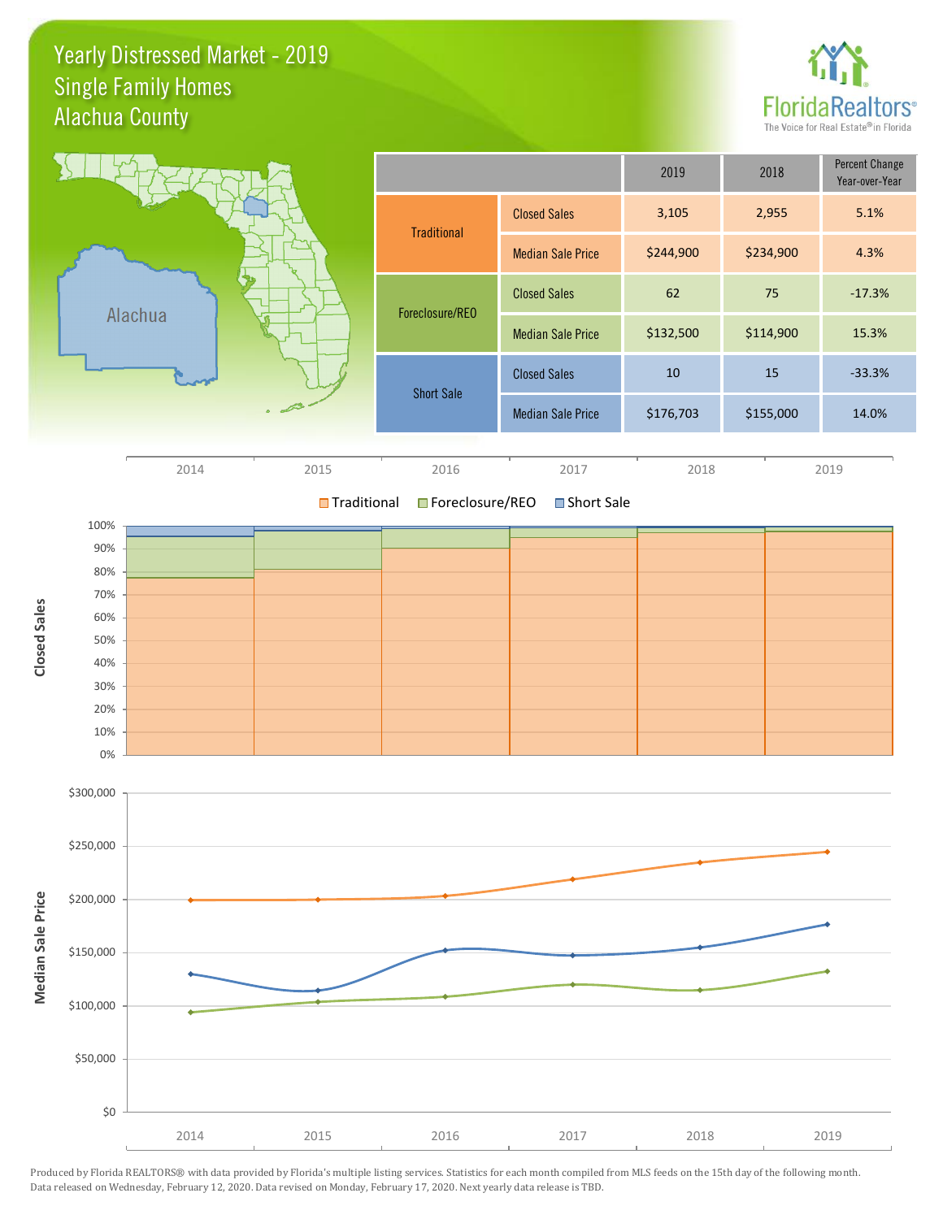# Yearly Distressed Market - 2019
## Single Family Homes
## Alachua County

FloridaRealtors® The Voice for Real Estate® in Florida

Alachua

| | | 2019 | 2018 | Percent Change Year-over-Year |
|---|---|---|---|---|
| Traditional | Closed Sales | 3,105 | 2,955 | 5.1% |
| | Median Sale Price | $244,900 | $234,900 | 4.3% |
| Foreclosure/REO | Closed Sales | 62 | 75 | -17.3% |
| | Median Sale Price | $132,500 | $114,900 | 15.3% |
| Short Sale | Closed Sales | 10 | 15 | -33.3% |
| | Median Sale Price | $176,703 | $155,000 | 14.0% |

2014 2015 2016 2017 2018 2019

Traditional Foreclosure/REO Short Sale

Closed Sales

100% 90% 80% 70% 60% 50% 40% 30% 20% 10% 0%

Median Sale Price

$300,000 $250,000 $200,000 $150,000 $100,000 $50,000 $0

2014 2015 2016 2017 2018 2019

Produced by Florida REALTORS® with data provided by Florida's multiple listing services. Statistics for each month compiled from MLS feeds on the 15th day of the following month. Data released on Wednesday, February 12, 2020. Data revised on Monday, February 17, 2020. Next yearly data release is TBD.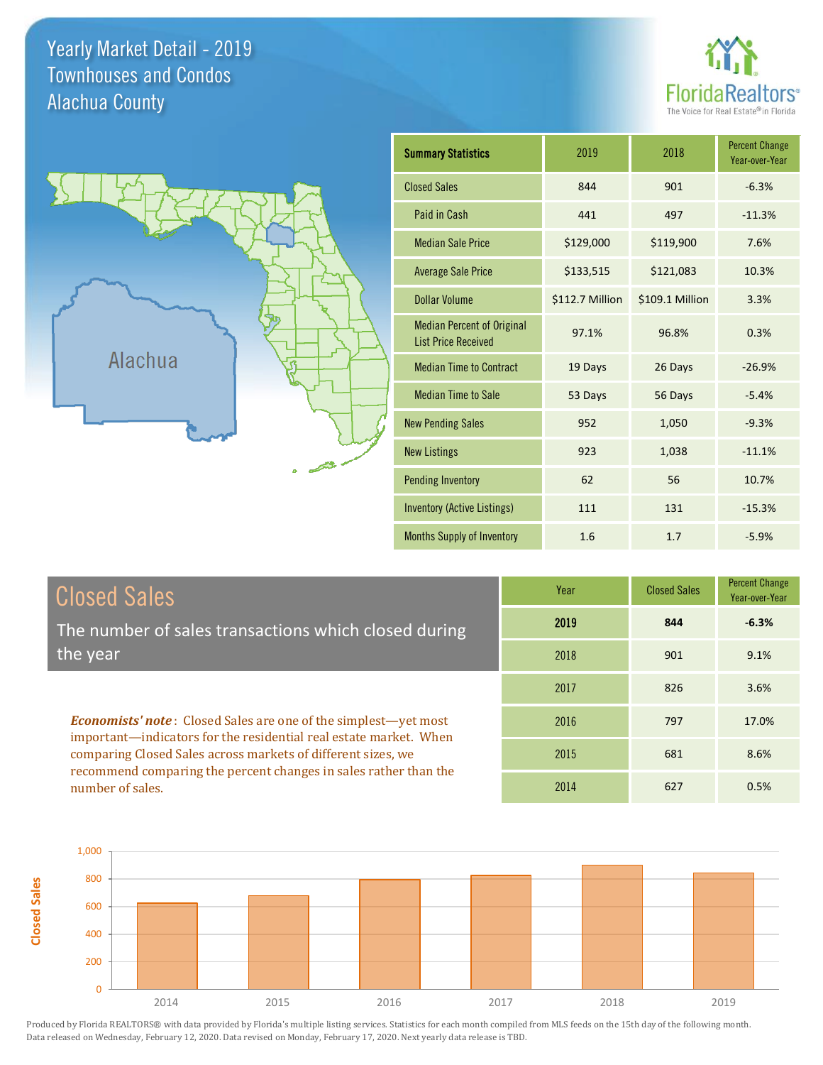# Yearly Market Detail - 2019
## Townhouses and Condos
## Alachua County

FloridaRealtors® The Voice for Real Estate® in Florida

Alachua

| Summary Statistics | 2019 | 2018 | Percent Change Year-over-Year |
|---|---|---|---|
| Closed Sales | 844 | 901 | -6.3% |
| Paid in Cash | 441 | 497 | -11.3% |
| Median Sale Price | $129,000 | $119,900 | 7.6% |
| Average Sale Price | $133,515 | $121,083 | 10.3% |
| Dollar Volume | $112.7 Million | $109.1 Million | 3.3% |
| Median Percent of Original List Price Received | 97.1% | 96.8% | 0.3% |
| Median Time to Contract | 19 Days | 26 Days | -26.9% |
| Median Time to Sale | 53 Days | 56 Days | -5.4% |
| New Pending Sales | 952 | 1,050 | -9.3% |
| New Listings | 923 | 1,038 | -11.1% |
| Pending Inventory | 62 | 56 | 10.7% |
| Inventory (Active Listings) | 111 | 131 | -15.3% |
| Months Supply of Inventory | 1.6 | 1.7 | -5.9% |

## Closed Sales

The number of sales transactions which closed during the year

***Economists' note***: Closed Sales are one of the simplest—yet most important—indicators for the residential real estate market. When comparing Closed Sales across markets of different sizes, we recommend comparing the percent changes in sales rather than the number of sales.

| Year | Closed Sales | Percent Change Year-over-Year |
|---|---|---|
| **2019** | **844** | **-6.3%** |
| 2018 | 901 | 9.1% |
| 2017 | 826 | 3.6% |
| 2016 | 797 | 17.0% |
| 2015 | 681 | 8.6% |
| 2014 | 627 | 0.5% |

Produced by Florida REALTORS® with data provided by Florida's multiple listing services. Statistics for each month compiled from MLS feeds on the 15th day of the following month. Data released on Wednesday, February 12, 2020. Data revised on Monday, February 17, 2020. Next yearly data release is TBD.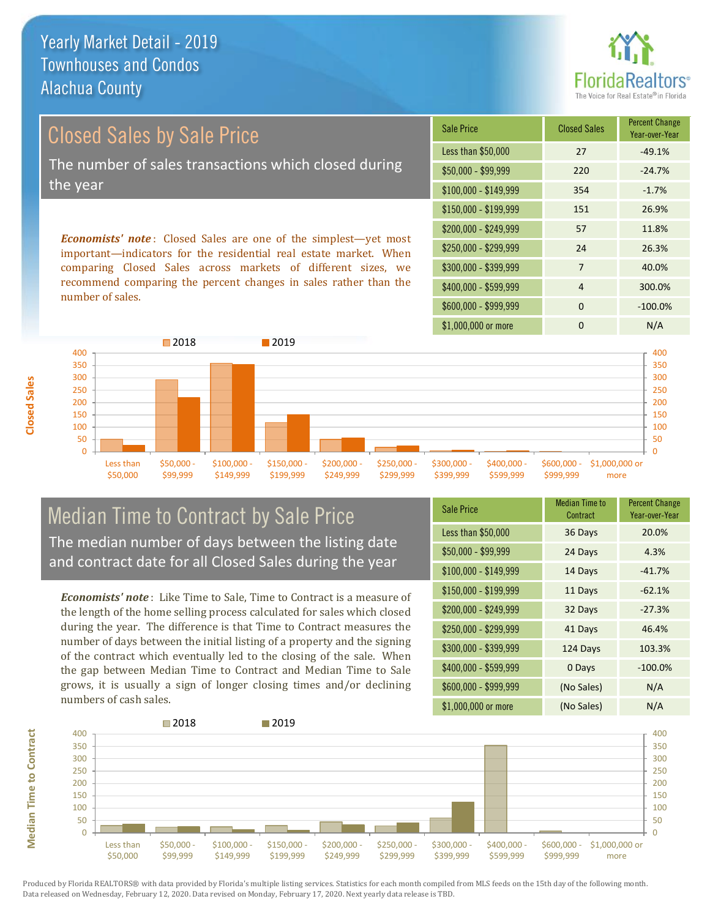# Yearly Market Detail - 2019
## Townhouses and Condos
## Alachua County

## Closed Sales by Sale Price

The number of sales transactions which closed during the year

***Economists' note***: Closed Sales are one of the simplest—yet most important—indicators for the residential real estate market. When comparing Closed Sales across markets of different sizes, we recommend comparing the percent changes in sales rather than the number of sales.

| Sale Price | Closed Sales | Percent Change Year-over-Year |
|---|---|---|
| Less than $50,000 | 27 | -49.1% |
| $50,000 - $99,999 | 220 | -24.7% |
| $100,000 - $149,999 | 354 | -1.7% |
| $150,000 - $199,999 | 151 | 26.9% |
| $200,000 - $249,999 | 57 | 11.8% |
| $250,000 - $299,999 | 24 | 26.3% |
| $300,000 - $399,999 | 7 | 40.0% |
| $400,000 - $599,999 | 4 | 300.0% |
| $600,000 - $999,999 | 0 | -100.0% |
| $1,000,000 or more | 0 | N/A |

## Median Time to Contract by Sale Price

The median number of days between the listing date and contract date for all Closed Sales during the year

***Economists' note***: Like Time to Sale, Time to Contract is a measure of the length of the home selling process calculated for sales which closed during the year. The difference is that Time to Contract measures the number of days between the initial listing of a property and the signing of the contract which eventually led to the closing of the sale. When the gap between Median Time to Contract and Median Time to Sale grows, it is usually a sign of longer closing times and/or declining numbers of cash sales.

| Sale Price | Median Time to Contract | Percent Change Year-over-Year |
|---|---|---|
| Less than $50,000 | 36 Days | 20.0% |
| $50,000 - $99,999 | 24 Days | 4.3% |
| $100,000 - $149,999 | 14 Days | -41.7% |
| $150,000 - $199,999 | 11 Days | -62.1% |
| $200,000 - $249,999 | 32 Days | -27.3% |
| $250,000 - $299,999 | 41 Days | 46.4% |
| $300,000 - $399,999 | 124 Days | 103.3% |
| $400,000 - $599,999 | 0 Days | -100.0% |
| $600,000 - $999,999 | (No Sales) | N/A |
| $1,000,000 or more | (No Sales) | N/A |

Produced by Florida REALTORS® with data provided by Florida's multiple listing services. Statistics for each month compiled from MLS feeds on the 15th day of the following month. Data released on Wednesday, February 12, 2020. Data revised on Monday, February 17, 2020. Next yearly data release is TBD.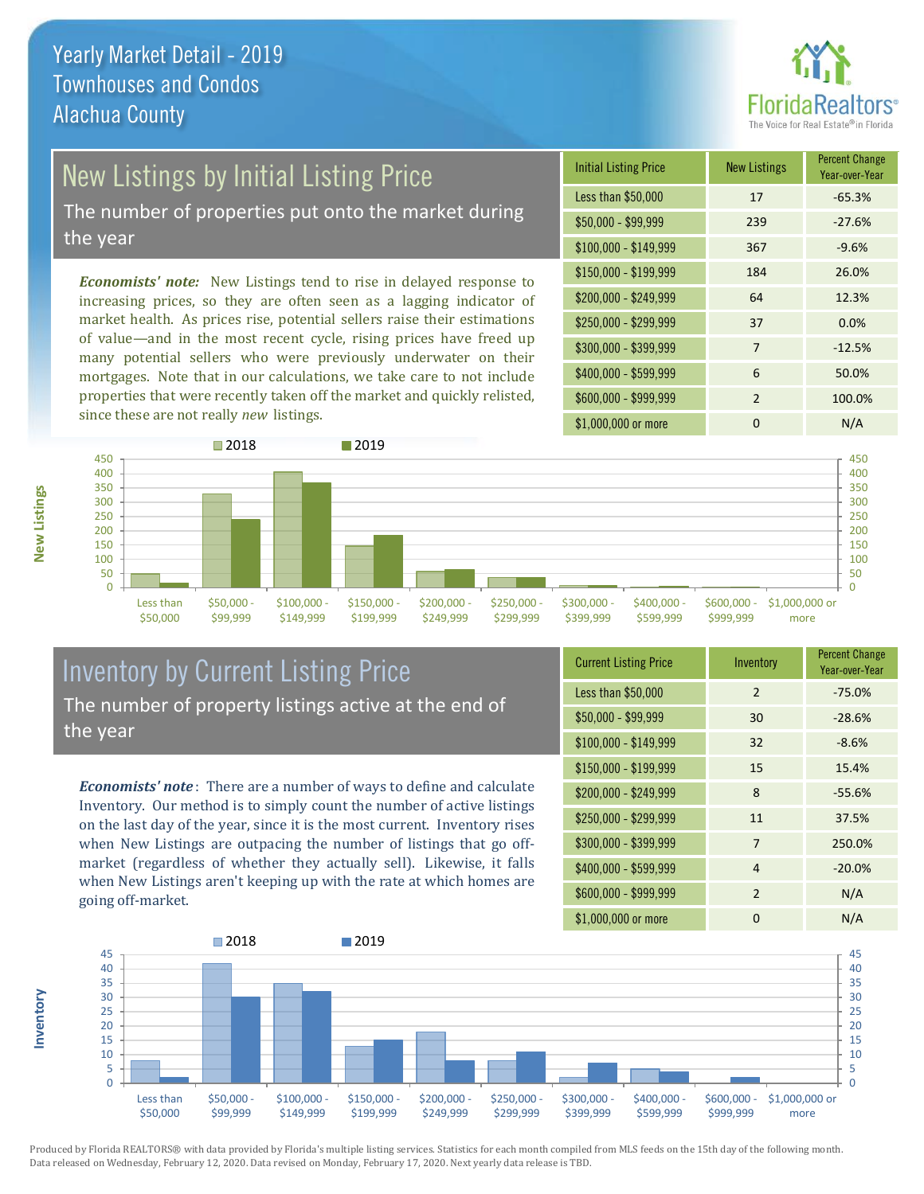# Yearly Market Detail - 2019
## Townhouses and Condos
## Alachua County

## New Listings by Initial Listing Price

The number of properties put onto the market during the year

***Economists' note:*** New Listings tend to rise in delayed response to increasing prices, so they are often seen as a lagging indicator of market health. As prices rise, potential sellers raise their estimations of value—and in the most recent cycle, rising prices have freed up many potential sellers who were previously underwater on their mortgages. Note that in our calculations, we take care to not include properties that were recently taken off the market and quickly relisted, since these are not really *new* listings.

| Initial Listing Price | New Listings | Percent Change Year-over-Year |
|---|---|---|
| Less than $50,000 | 17 | -65.3% |
| $50,000 - $99,999 | 239 | -27.6% |
| $100,000 - $149,999 | 367 | -9.6% |
| $150,000 - $199,999 | 184 | 26.0% |
| $200,000 - $249,999 | 64 | 12.3% |
| $250,000 - $299,999 | 37 | 0.0% |
| $300,000 - $399,999 | 7 | -12.5% |
| $400,000 - $599,999 | 6 | 50.0% |
| $600,000 - $999,999 | 2 | 100.0% |
| $1,000,000 or more | 0 | N/A |

## Inventory by Current Listing Price

The number of property listings active at the end of the year

***Economists' note*:** There are a number of ways to define and calculate Inventory. Our method is to simply count the number of active listings on the last day of the year, since it is the most current. Inventory rises when New Listings are outpacing the number of listings that go off-market (regardless of whether they actually sell). Likewise, it falls when New Listings aren't keeping up with the rate at which homes are going off-market.

| Current Listing Price | Inventory | Percent Change Year-over-Year |
|---|---|---|
| Less than $50,000 | 2 | -75.0% |
| $50,000 - $99,999 | 30 | -28.6% |
| $100,000 - $149,999 | 32 | -8.6% |
| $150,000 - $199,999 | 15 | 15.4% |
| $200,000 - $249,999 | 8 | -55.6% |
| $250,000 - $299,999 | 11 | 37.5% |
| $300,000 - $399,999 | 7 | 250.0% |
| $400,000 - $599,999 | 4 | -20.0% |
| $600,000 - $999,999 | 2 | N/A |
| $1,000,000 or more | 0 | N/A |

Produced by Florida REALTORS® with data provided by Florida's multiple listing services. Statistics for each month compiled from MLS feeds on the 15th day of the following month. Data released on Wednesday, February 12, 2020. Data revised on Monday, February 17, 2020. Next yearly data release is TBD.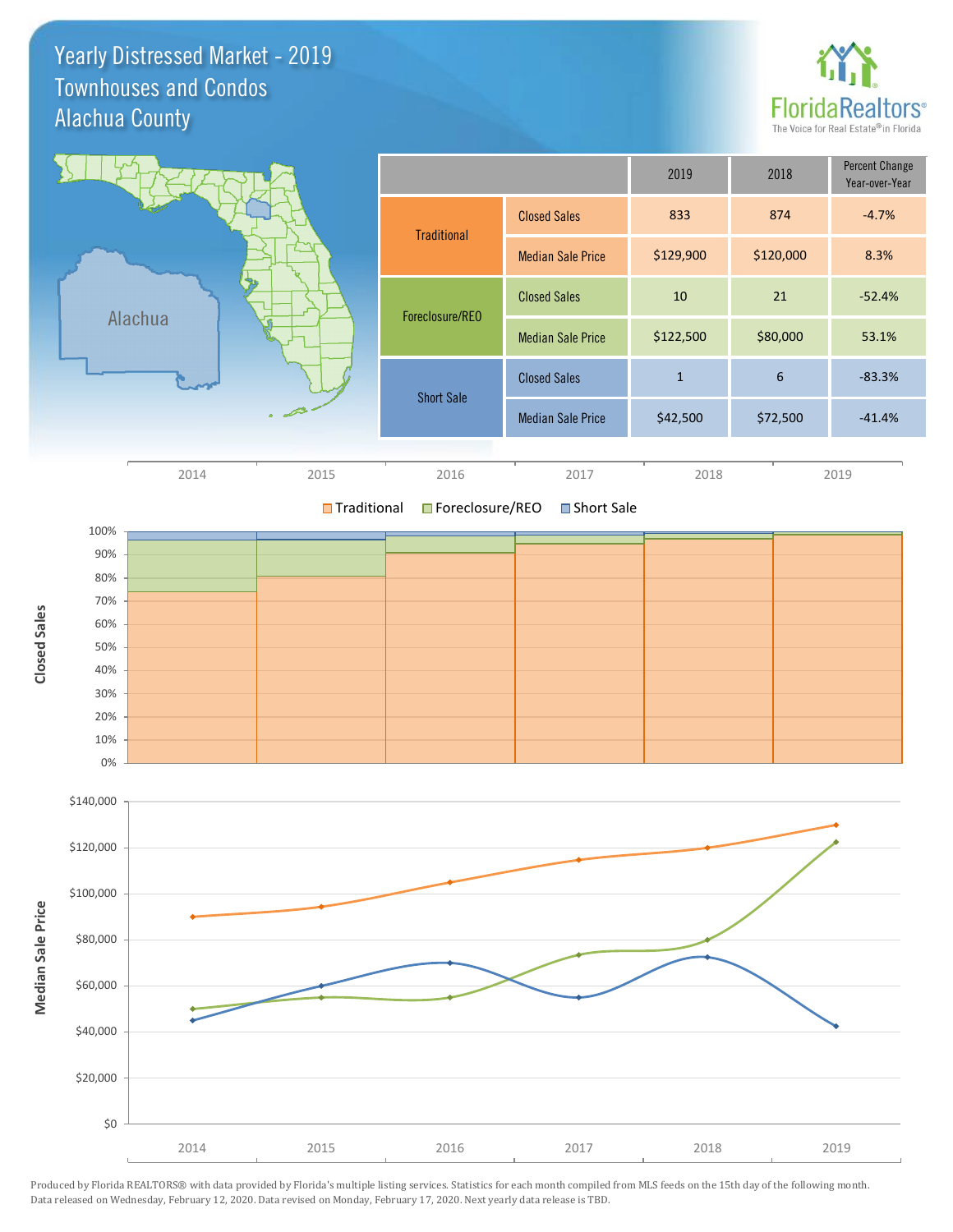# Yearly Distressed Market - 2019
## Townhouses and Condos
## Alachua County

FloridaRealtors® The Voice for Real Estate® in Florida

| | | 2019 | 2018 | Percent Change Year-over-Year |
|---|---|---|---|---|
| Traditional | Closed Sales | 833 | 874 | -4.7% |
| | Median Sale Price | $129,900 | $120,000 | 8.3% |
| Foreclosure/REO | Closed Sales | 10 | 21 | -52.4% |
| | Median Sale Price | $122,500 | $80,000 | 53.1% |
| Short Sale | Closed Sales | 1 | 6 | -83.3% |
| | Median Sale Price | $42,500 | $72,500 | -41.4% |

Produced by Florida REALTORS® with data provided by Florida's multiple listing services. Statistics for each month compiled from MLS feeds on the 15th day of the following month. Data released on Wednesday, February 12, 2020. Data revised on Monday, February 17, 2020. Next yearly data release is TBD.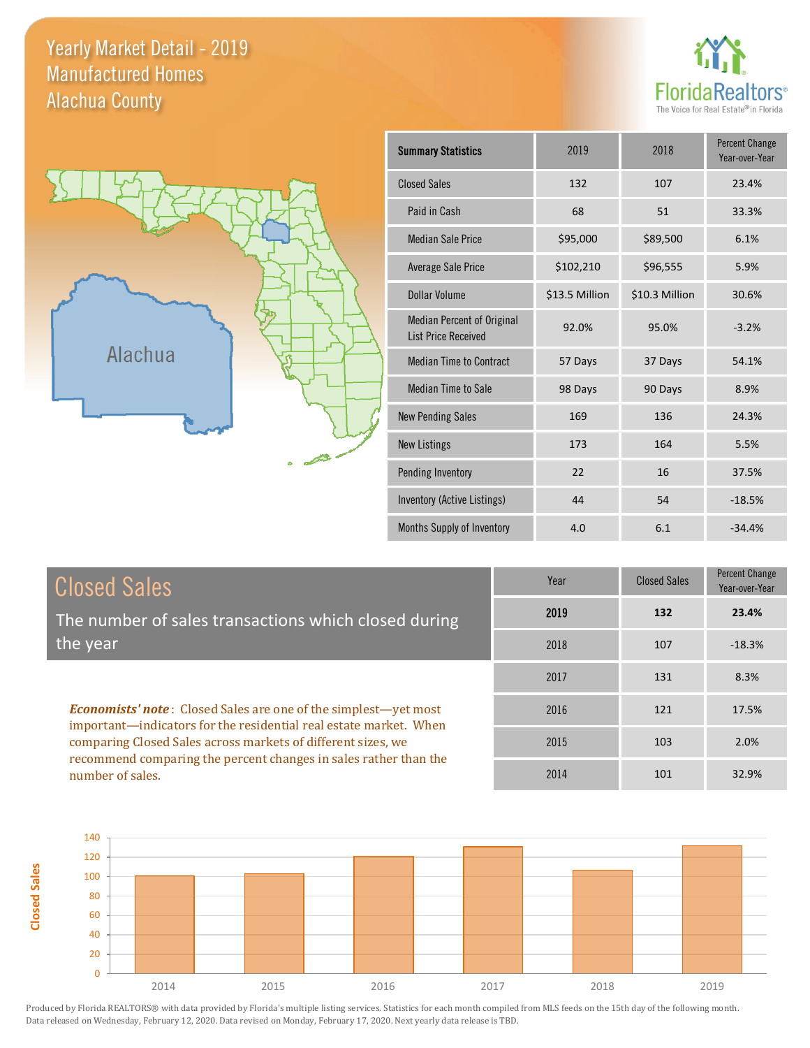# Yearly Market Detail - 2019
## Manufactured Homes
## Alachua County

FloridaRealtors® The Voice for Real Estate® in Florida

| Summary Statistics | 2019 | 2018 | Percent Change Year-over-Year |
|---|---|---|---|
| Closed Sales | 132 | 107 | 23.4% |
| Paid in Cash | 68 | 51 | 33.3% |
| Median Sale Price | $95,000 | $89,500 | 6.1% |
| Average Sale Price | $102,210 | $96,555 | 5.9% |
| Dollar Volume | $13.5 Million | $10.3 Million | 30.6% |
| Median Percent of Original List Price Received | 92.0% | 95.0% | -3.2% |
| Median Time to Contract | 57 Days | 37 Days | 54.1% |
| Median Time to Sale | 98 Days | 90 Days | 8.9% |
| New Pending Sales | 169 | 136 | 24.3% |
| New Listings | 173 | 164 | 5.5% |
| Pending Inventory | 22 | 16 | 37.5% |
| Inventory (Active Listings) | 44 | 54 | -18.5% |
| Months Supply of Inventory | 4.0 | 6.1 | -34.4% |

## Closed Sales

The number of sales transactions which closed during the year

***Economists' note***: Closed Sales are one of the simplest—yet most important—indicators for the residential real estate market. When comparing Closed Sales across markets of different sizes, we recommend comparing the percent changes in sales rather than the number of sales.

| Year | Closed Sales | Percent Change Year-over-Year |
|---|---|---|
| **2019** | **132** | **23.4%** |
| 2018 | 107 | -18.3% |
| 2017 | 131 | 8.3% |
| 2016 | 121 | 17.5% |
| 2015 | 103 | 2.0% |
| 2014 | 101 | 32.9% |

Produced by Florida REALTORS® with data provided by Florida's multiple listing services. Statistics for each month compiled from MLS feeds on the 15th day of the following month. Data released on Wednesday, February 12, 2020. Data revised on Monday, February 17, 2020. Next yearly data release is TBD.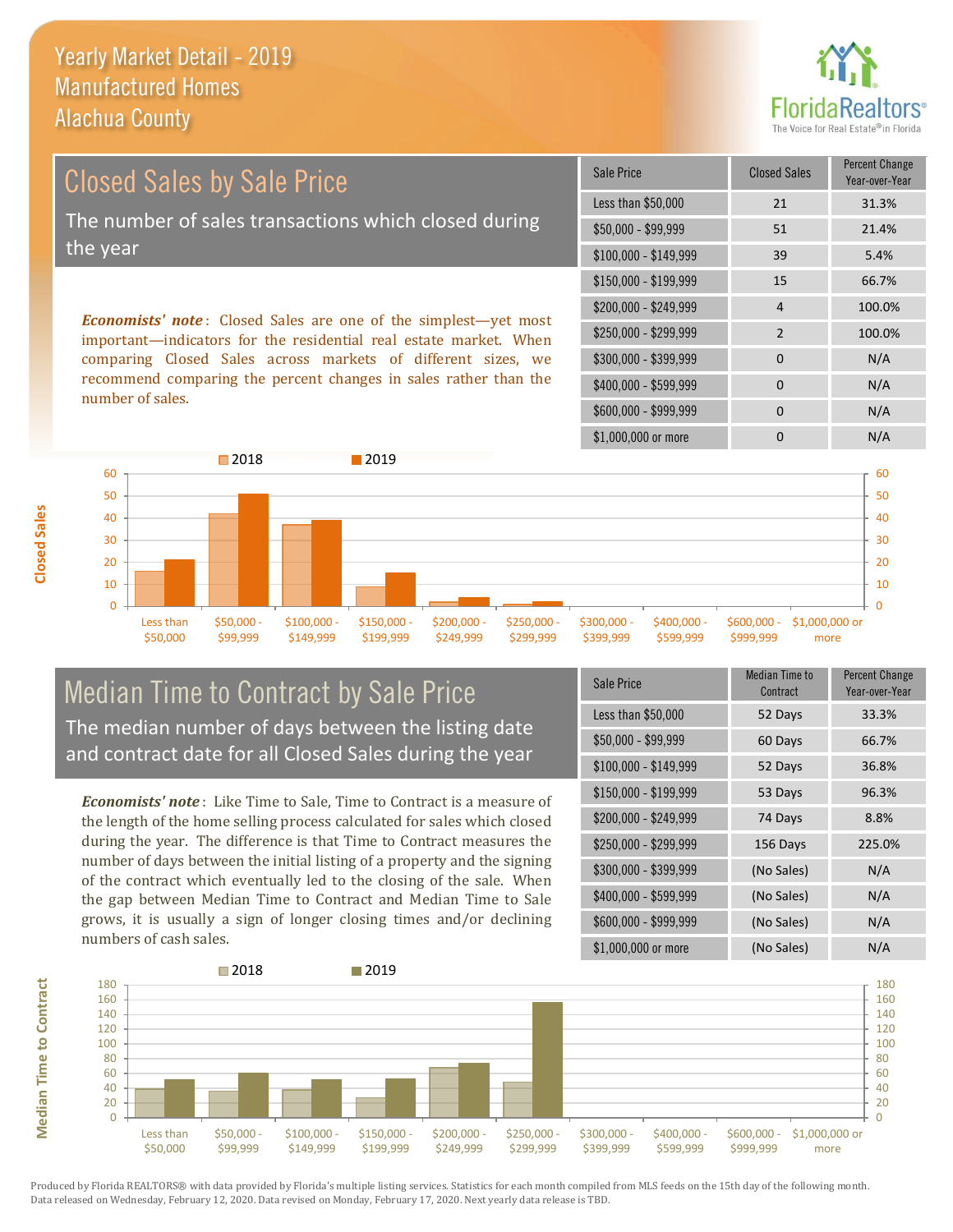# Yearly Market Detail - 2019
## Manufactured Homes
## Alachua County

## Closed Sales by Sale Price

The number of sales transactions which closed during the year

***Economists' note***: Closed Sales are one of the simplest—yet most important—indicators for the residential real estate market. When comparing Closed Sales across markets of different sizes, we recommend comparing the percent changes in sales rather than the number of sales.

| Sale Price | Closed Sales | Percent Change Year-over-Year |
|---|---|---|
| Less than $50,000 | 21 | 31.3% |
| $50,000 - $99,999 | 51 | 21.4% |
| $100,000 - $149,999 | 39 | 5.4% |
| $150,000 - $199,999 | 15 | 66.7% |
| $200,000 - $249,999 | 4 | 100.0% |
| $250,000 - $299,999 | 2 | 100.0% |
| $300,000 - $399,999 | 0 | N/A |
| $400,000 - $599,999 | 0 | N/A |
| $600,000 - $999,999 | 0 | N/A |
| $1,000,000 or more | 0 | N/A |

## Median Time to Contract by Sale Price

The median number of days between the listing date and contract date for all Closed Sales during the year

***Economists' note***: Like Time to Sale, Time to Contract is a measure of the length of the home selling process calculated for sales which closed during the year. The difference is that Time to Contract measures the number of days between the initial listing of a property and the signing of the contract which eventually led to the closing of the sale. When the gap between Median Time to Contract and Median Time to Sale grows, it is usually a sign of longer closing times and/or declining numbers of cash sales.

| Sale Price | Median Time to Contract | Percent Change Year-over-Year |
|---|---|---|
| Less than $50,000 | 52 Days | 33.3% |
| $50,000 - $99,999 | 60 Days | 66.7% |
| $100,000 - $149,999 | 52 Days | 36.8% |
| $150,000 - $199,999 | 53 Days | 96.3% |
| $200,000 - $249,999 | 74 Days | 8.8% |
| $250,000 - $299,999 | 156 Days | 225.0% |
| $300,000 - $399,999 | (No Sales) | N/A |
| $400,000 - $599,999 | (No Sales) | N/A |
| $600,000 - $999,999 | (No Sales) | N/A |
| $1,000,000 or more | (No Sales) | N/A |

Produced by Florida REALTORS® with data provided by Florida's multiple listing services. Statistics for each month compiled from MLS feeds on the 15th day of the following month. Data released on Wednesday, February 12, 2020. Data revised on Monday, February 17, 2020. Next yearly data release is TBD.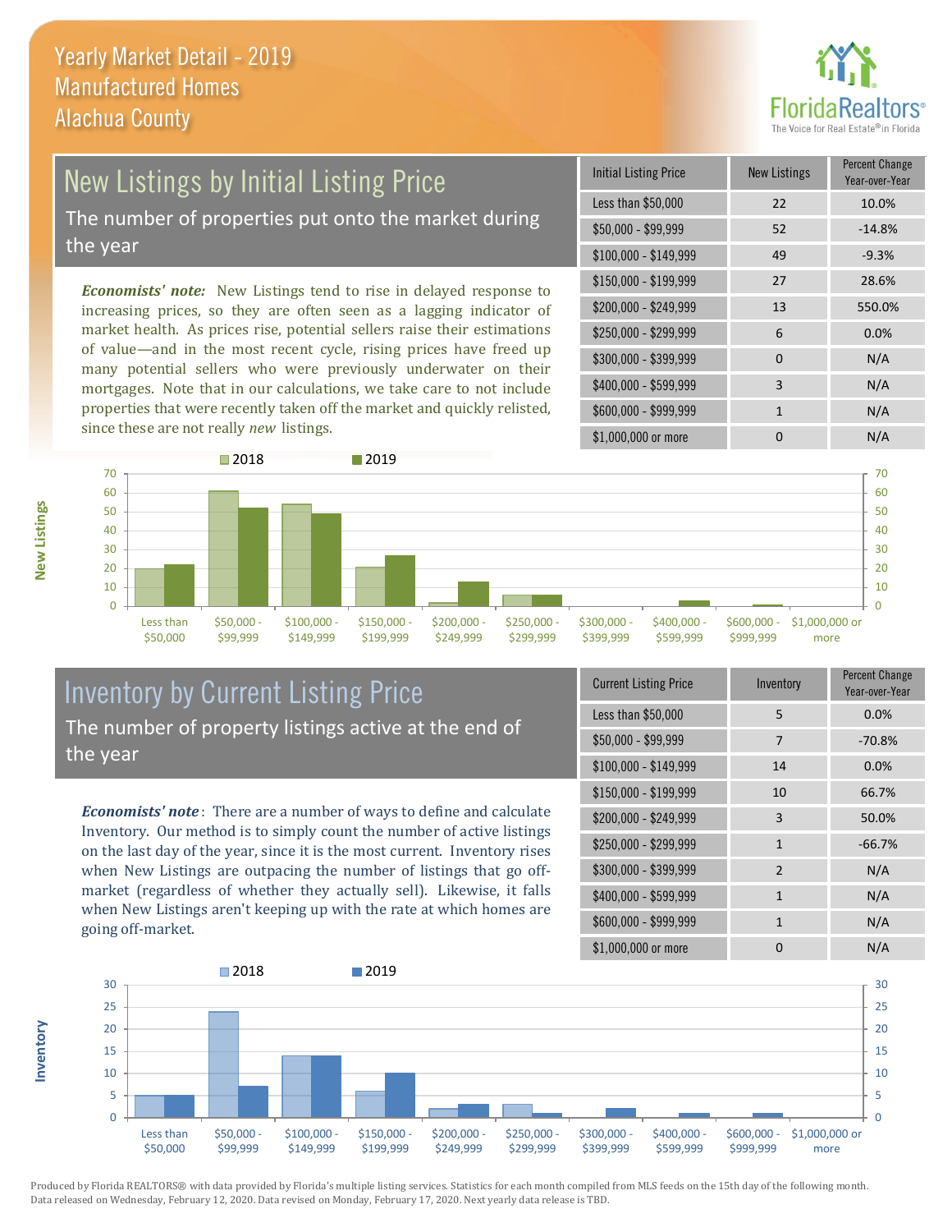Yearly Market Detail - 2019
Manufactured Homes
Alachua County

## New Listings by Initial Listing Price

The number of properties put onto the market during the year

***Economists' note:*** New Listings tend to rise in delayed response to increasing prices, so they are often seen as a lagging indicator of market health. As prices rise, potential sellers raise their estimations of value—and in the most recent cycle, rising prices have freed up many potential sellers who were previously underwater on their mortgages. Note that in our calculations, we take care to not include properties that were recently taken off the market and quickly relisted, since these are not really *new* listings.

| Initial Listing Price | New Listings | Percent Change Year-over-Year |
|---|---|---|
| Less than $50,000 | 22 | 10.0% |
| $50,000 - $99,999 | 52 | -14.8% |
| $100,000 - $149,999 | 49 | -9.3% |
| $150,000 - $199,999 | 27 | 28.6% |
| $200,000 - $249,999 | 13 | 550.0% |
| $250,000 - $299,999 | 6 | 0.0% |
| $300,000 - $399,999 | 0 | N/A |
| $400,000 - $599,999 | 3 | N/A |
| $600,000 - $999,999 | 1 | N/A |
| $1,000,000 or more | 0 | N/A |

## Inventory by Current Listing Price

The number of property listings active at the end of the year

***Economists' note***: There are a number of ways to define and calculate Inventory. Our method is to simply count the number of active listings on the last day of the year, since it is the most current. Inventory rises when New Listings are outpacing the number of listings that go off-market (regardless of whether they actually sell). Likewise, it falls when New Listings aren't keeping up with the rate at which homes are going off-market.

| Current Listing Price | Inventory | Percent Change Year-over-Year |
|---|---|---|
| Less than $50,000 | 5 | 0.0% |
| $50,000 - $99,999 | 7 | -70.8% |
| $100,000 - $149,999 | 14 | 0.0% |
| $150,000 - $199,999 | 10 | 66.7% |
| $200,000 - $249,999 | 3 | 50.0% |
| $250,000 - $299,999 | 1 | -66.7% |
| $300,000 - $399,999 | 2 | N/A |
| $400,000 - $599,999 | 1 | N/A |
| $600,000 - $999,999 | 1 | N/A |
| $1,000,000 or more | 0 | N/A |

Produced by Florida REALTORS® with data provided by Florida's multiple listing services. Statistics for each month compiled from MLS feeds on the 15th day of the following month. Data released on Wednesday, February 12, 2020. Data revised on Monday, February 17, 2020. Next yearly data release is TBD.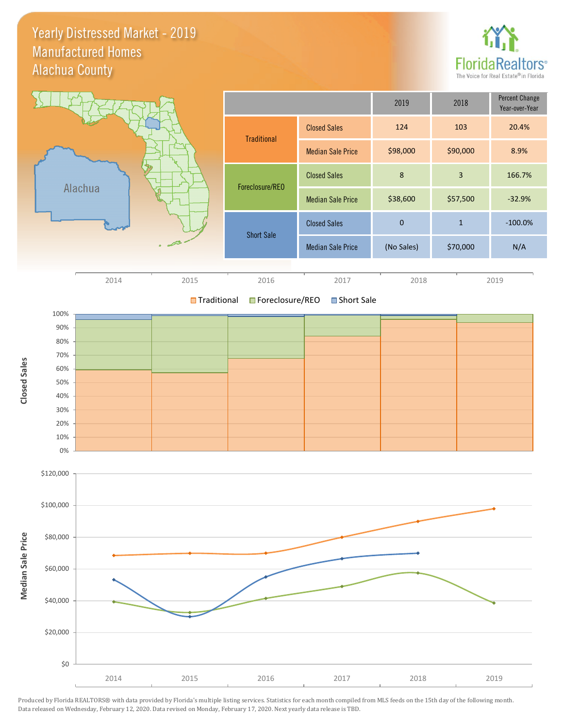# Yearly Distressed Market - 2019
## Manufactured Homes
## Alachua County

FloridaRealtors®
The Voice for Real Estate® in Florida

Alachua

| | | 2019 | 2018 | Percent Change Year-over-Year |
|---|---|---|---|---|
| Traditional | Closed Sales | 124 | 103 | 20.4% |
| | Median Sale Price | $98,000 | $90,000 | 8.9% |
| Foreclosure/REO | Closed Sales | 8 | 3 | 166.7% |
| | Median Sale Price | $38,600 | $57,500 | -32.9% |
| Short Sale | Closed Sales | 0 | 1 | -100.0% |
| | Median Sale Price | (No Sales) | $70,000 | N/A |

2014 2015 2016 2017 2018 2019

Traditional Foreclosure/REO Short Sale

Closed Sales

100% 90% 80% 70% 60% 50% 40% 30% 20% 10% 0%

Median Sale Price

$120,000 $100,000 $80,000 $60,000 $40,000 $20,000 $0

2014 2015 2016 2017 2018 2019

Produced by Florida REALTORS® with data provided by Florida's multiple listing services. Statistics for each month compiled from MLS feeds on the 15th day of the following month. Data released on Wednesday, February 12, 2020. Data revised on Monday, February 17, 2020. Next yearly data release is TBD.